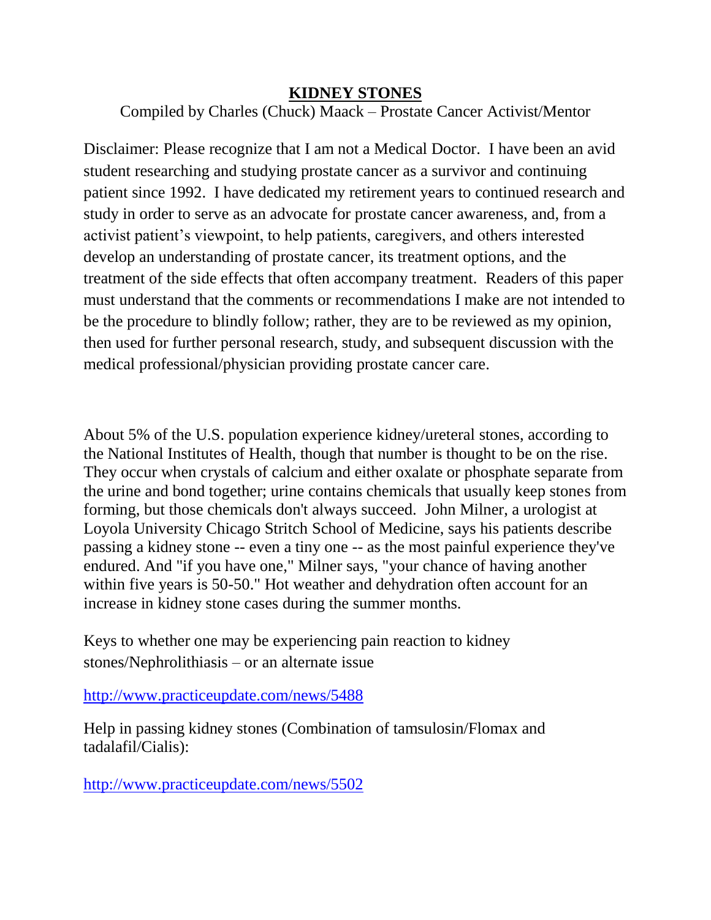# KIDNEY STONES

Compiled by Charles (Chuck) Maack – Prostate Cancer Activist/Mentor

Disclaimer: Please recognize that I am not a Medical Doctor. I have been an avid student researching and studying prostate cancer as a survivor and continuing patient since 1992. I have dedicated my retirement years to continued research and study in order to serve as an advocate for prostate cancer awareness, and, from a activist patient's viewpoint, to help patients, caregivers, and others interested develop an understanding of prostate cancer, its treatment options, and the treatment of the side effects that often accompany treatment. Readers of this paper must understand that the comments or recommendations I make are not intended to be the procedure to blindly follow; rather, they are to be reviewed as my opinion, then used for further personal research, study, and subsequent discussion with the medical professional/physician providing prostate cancer care.

About 5% of the U.S. population experience kidney/ureteral stones, according to the National Institutes of Health, though that number is thought to be on the rise. They occur when crystals of calcium and either oxalate or phosphate separate from the urine and bond together; urine contains chemicals that usually keep stones from forming, but those chemicals don't always succeed. John Milner, a urologist at Loyola University Chicago Stritch School of Medicine, says his patients describe passing a kidney stone -- even a tiny one -- as the most painful experience they've endured. And "if you have one," Milner says, "your chance of having another within five years is 50-50." Hot weather and dehydration often account for an increase in kidney stone cases during the summer months.

Keys to whether one may be experiencing pain reaction to kidney stones/Nephrolithiasis – or an alternate issue

http://www.practiceupdate.com/news/5488

Help in passing kidney stones (Combination of tamsulosin/Flomax and tadalafil/Cialis):

http://www.practiceupdate.com/news/5502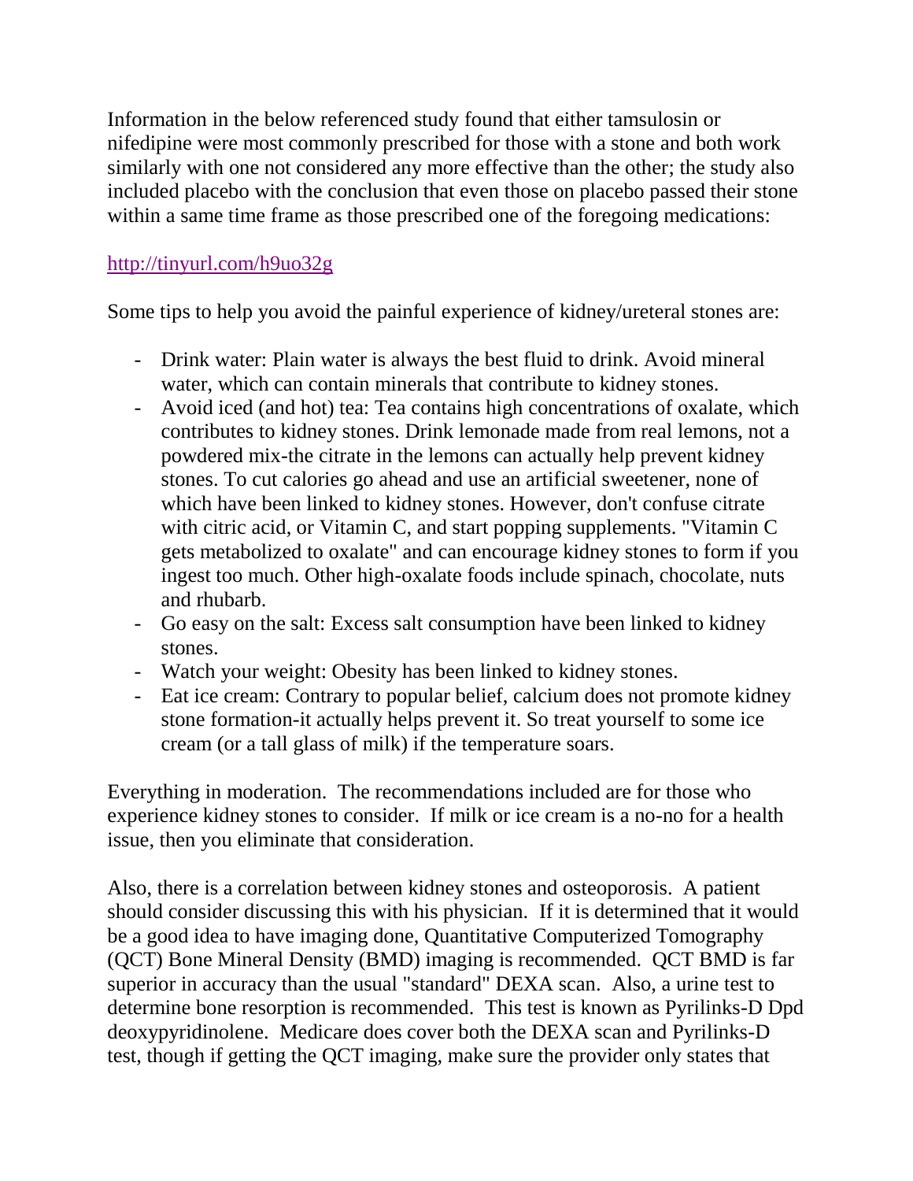Information in the below referenced study found that either tamsulosin or nifedipine were most commonly prescribed for those with a stone and both work similarly with one not considered any more effective than the other; the study also included placebo with the conclusion that even those on placebo passed their stone within a same time frame as those prescribed one of the foregoing medications:

http://tinyurl.com/h9uo32g

Some tips to help you avoid the painful experience of kidney/ureteral stones are:

- Drink water: Plain water is always the best fluid to drink. Avoid mineral water, which can contain minerals that contribute to kidney stones.
- Avoid iced (and hot) tea: Tea contains high concentrations of oxalate, which contributes to kidney stones. Drink lemonade made from real lemons, not a powdered mix-the citrate in the lemons can actually help prevent kidney stones. To cut calories go ahead and use an artificial sweetener, none of which have been linked to kidney stones. However, don't confuse citrate with citric acid, or Vitamin C, and start popping supplements. "Vitamin C gets metabolized to oxalate" and can encourage kidney stones to form if you ingest too much. Other high-oxalate foods include spinach, chocolate, nuts and rhubarb.
- Go easy on the salt: Excess salt consumption have been linked to kidney stones.
- Watch your weight: Obesity has been linked to kidney stones.
- Eat ice cream: Contrary to popular belief, calcium does not promote kidney stone formation-it actually helps prevent it. So treat yourself to some ice cream (or a tall glass of milk) if the temperature soars.

Everything in moderation. The recommendations included are for those who experience kidney stones to consider. If milk or ice cream is a no-no for a health issue, then you eliminate that consideration.

Also, there is a correlation between kidney stones and osteoporosis. A patient should consider discussing this with his physician. If it is determined that it would be a good idea to have imaging done, Quantitative Computerized Tomography (QCT) Bone Mineral Density (BMD) imaging is recommended. QCT BMD is far superior in accuracy than the usual "standard" DEXA scan. Also, a urine test to determine bone resorption is recommended. This test is known as Pyrilinks-D Dpd deoxypyridinolene. Medicare does cover both the DEXA scan and Pyrilinks-D test, though if getting the QCT imaging, make sure the provider only states that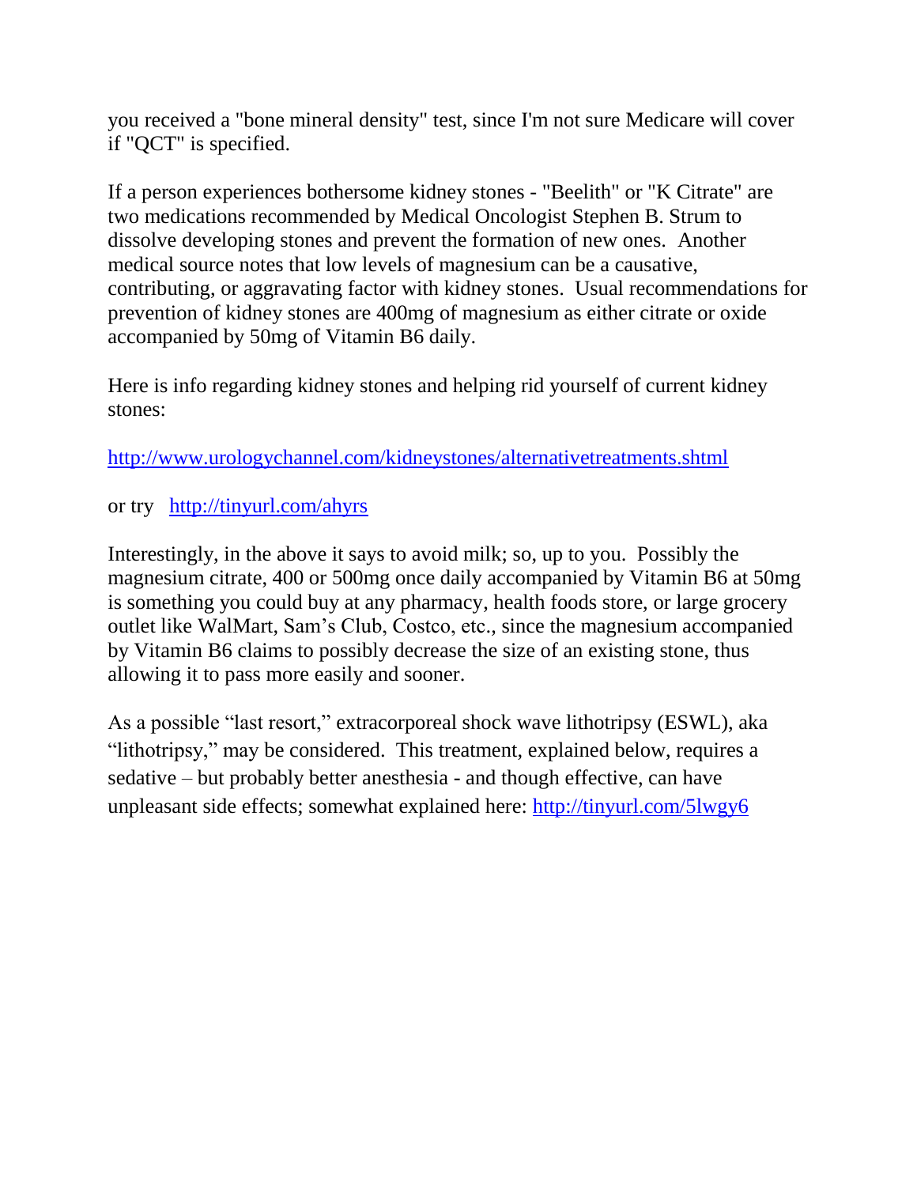you received a "bone mineral density" test, since I'm not sure Medicare will cover if "QCT" is specified.

If a person experiences bothersome kidney stones - "Beelith" or "K Citrate" are two medications recommended by Medical Oncologist Stephen B. Strum to dissolve developing stones and prevent the formation of new ones. Another medical source notes that low levels of magnesium can be a causative, contributing, or aggravating factor with kidney stones. Usual recommendations for prevention of kidney stones are 400mg of magnesium as either citrate or oxide accompanied by 50mg of Vitamin B6 daily.

Here is info regarding kidney stones and helping rid yourself of current kidney stones:

http://www.urologychannel.com/kidneystones/alternativetreatments.shtml

or try http://tinyurl.com/ahyrs

Interestingly, in the above it says to avoid milk; so, up to you. Possibly the magnesium citrate, 400 or 500mg once daily accompanied by Vitamin B6 at 50mg is something you could buy at any pharmacy, health foods store, or large grocery outlet like WalMart, Sam's Club, Costco, etc., since the magnesium accompanied by Vitamin B6 claims to possibly decrease the size of an existing stone, thus allowing it to pass more easily and sooner.

As a possible "last resort," extracorporeal shock wave lithotripsy (ESWL), aka "lithotripsy," may be considered. This treatment, explained below, requires a sedative – but probably better anesthesia - and though effective, can have unpleasant side effects; somewhat explained here: http://tinyurl.com/5lwgy6